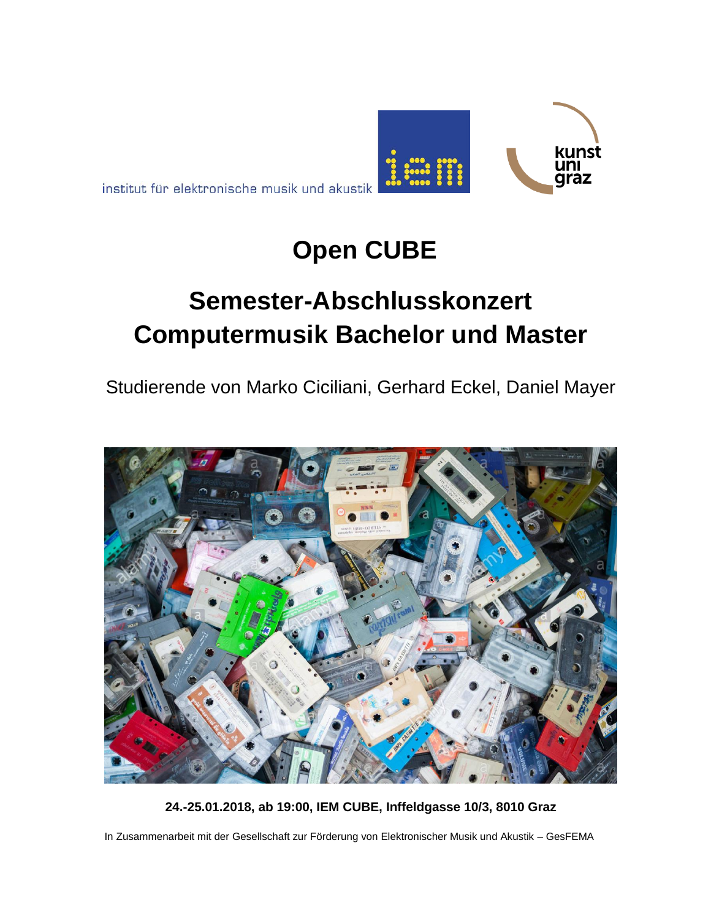institut für elektronische musik und akustik

# Open CUBE

## Semester-Abschlusskonzert Computermusik Bachelor und Master

Studierende von Marko Ciciliani, Gerhard Eckel, Daniel Mayer

**24.-25.01.2018, ab 19:00, IEM CUBE, Inffeldgasse 10/3, 8010 Graz**

In Zusammenarbeit mit der Gesellschaft zur Förderung von Elektronischer Musik und Akustik – GesFEMA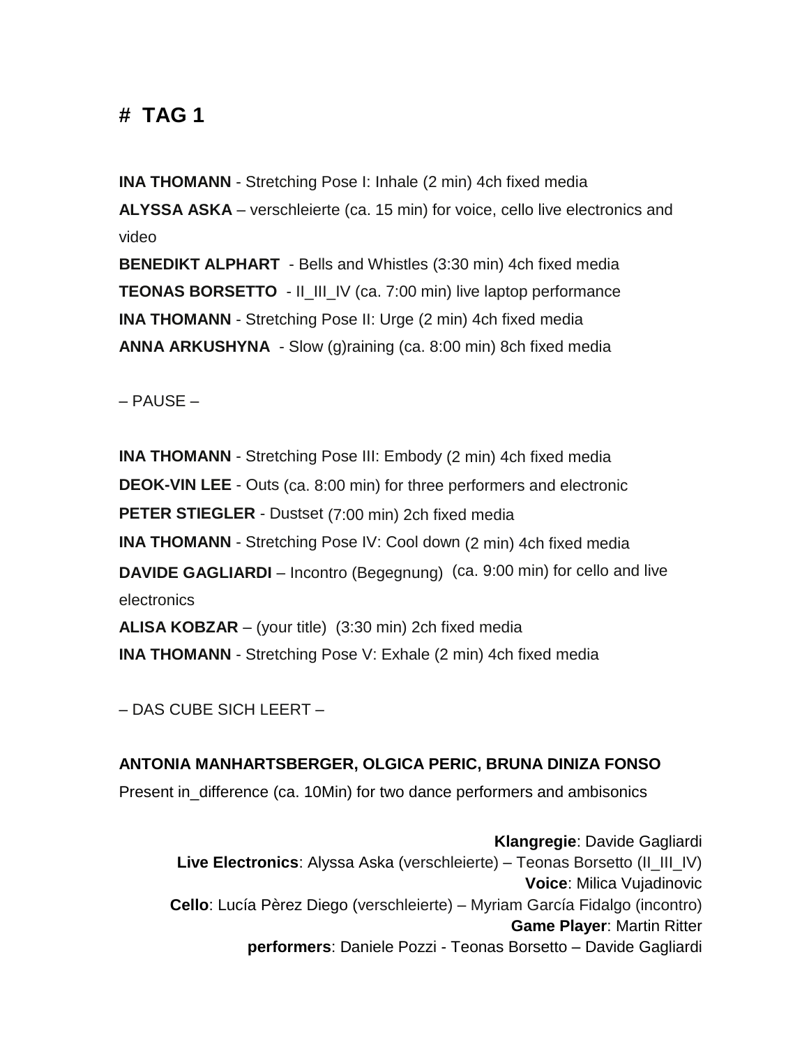# TAG 1

**INA THOMANN** - Stretching Pose I: Inhale (2 min) 4ch fixed media
**ALYSSA ASKA** – verschleierte (ca. 15 min) for voice, cello live electronics and video
**BENEDIKT ALPHART** - Bells and Whistles (3:30 min) 4ch fixed media
**TEONAS BORSETTO** - II_III_IV (ca. 7:00 min) live laptop performance
**INA THOMANN** - Stretching Pose II: Urge (2 min) 4ch fixed media
**ANNA ARKUSHYNA** - Slow (g)raining (ca. 8:00 min) 8ch fixed media

– PAUSE –

**INA THOMANN** - Stretching Pose III: Embody (2 min) 4ch fixed media
**DEOK-VIN LEE** - Outs (ca. 8:00 min) for three performers and electronic
**PETER STIEGLER** - Dustset (7:00 min) 2ch fixed media
**INA THOMANN** - Stretching Pose IV: Cool down (2 min) 4ch fixed media
**DAVIDE GAGLIARDI** – Incontro (Begegnung) (ca. 9:00 min) for cello and live electronics
**ALISA KOBZAR** – (your title) (3:30 min) 2ch fixed media
**INA THOMANN** - Stretching Pose V: Exhale (2 min) 4ch fixed media

– DAS CUBE SICH LEERT –

**ANTONIA MANHARTSBERGER, OLGICA PERIC, BRUNA DINIZA FONSO**
Present in_difference (ca. 10Min) for two dance performers and ambisonics

**Klangregie**: Davide Gagliardi
**Live Electronics**: Alyssa Aska (verschleierte) – Teonas Borsetto (II_III_IV)
**Voice**: Milica Vujadinovic
**Cello**: Lucía Pèrez Diego (verschleierte) – Myriam García Fidalgo (incontro)
**Game Player**: Martin Ritter
**performers**: Daniele Pozzi - Teonas Borsetto – Davide Gagliardi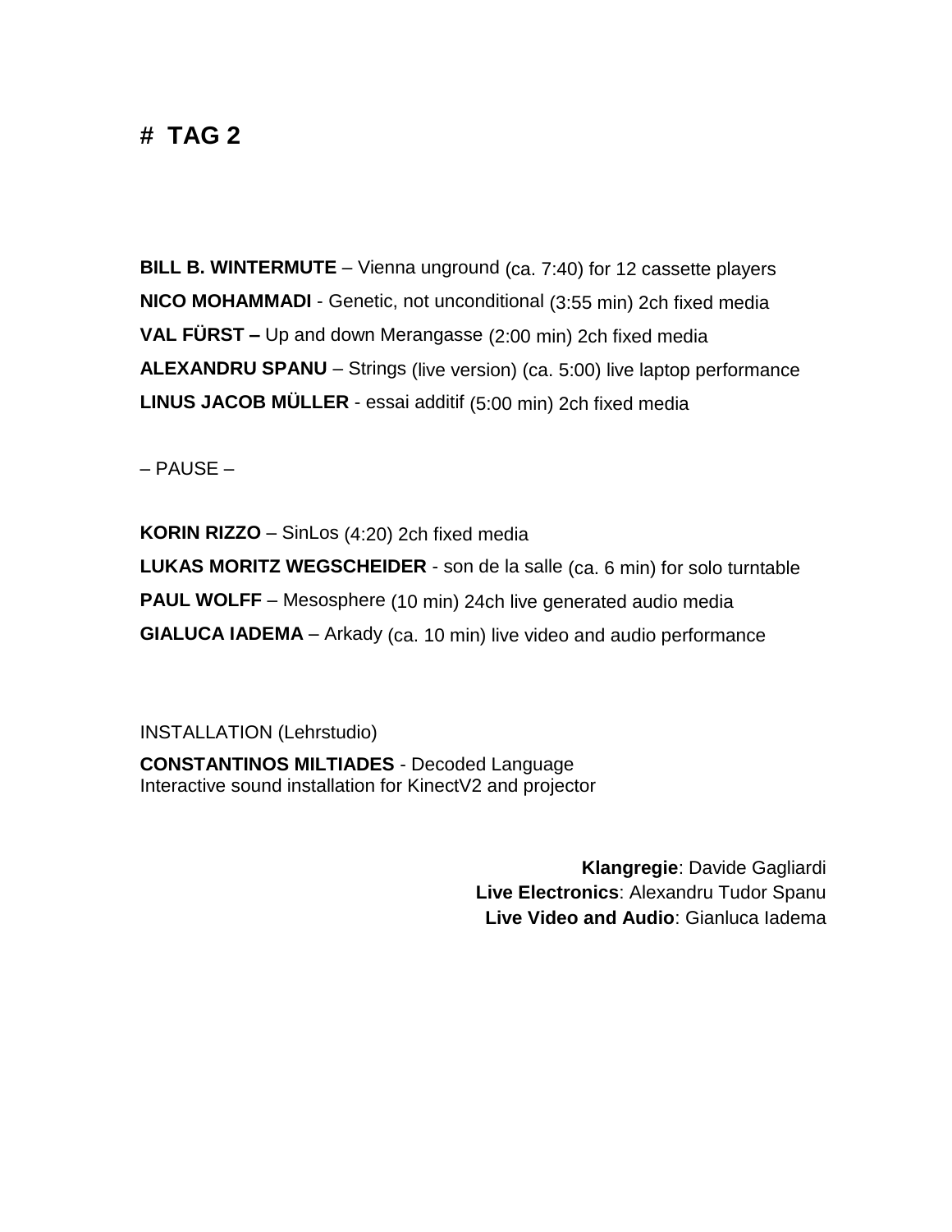# # TAG 2

**BILL B. WINTERMUTE** – Vienna unground (ca. 7:40) for 12 cassette players
**NICO MOHAMMADI** - Genetic, not unconditional (3:55 min) 2ch fixed media
**VAL FÜRST –** Up and down Merangasse (2:00 min) 2ch fixed media
**ALEXANDRU SPANU** – Strings (live version) (ca. 5:00) live laptop performance
**LINUS JACOB MÜLLER** - essai additif (5:00 min) 2ch fixed media

– PAUSE –

**KORIN RIZZO** – SinLos (4:20) 2ch fixed media
**LUKAS MORITZ WEGSCHEIDER** - son de la salle (ca. 6 min) for solo turntable
**PAUL WOLFF** – Mesosphere (10 min) 24ch live generated audio media
**GIALUCA IADEMA** – Arkady (ca. 10 min) live video and audio performance

INSTALLATION (Lehrstudio)

**CONSTANTINOS MILTIADES** - Decoded Language
Interactive sound installation for KinectV2 and projector

**Klangregie**: Davide Gagliardi
**Live Electronics**: Alexandru Tudor Spanu
**Live Video and Audio**: Gianluca Iadema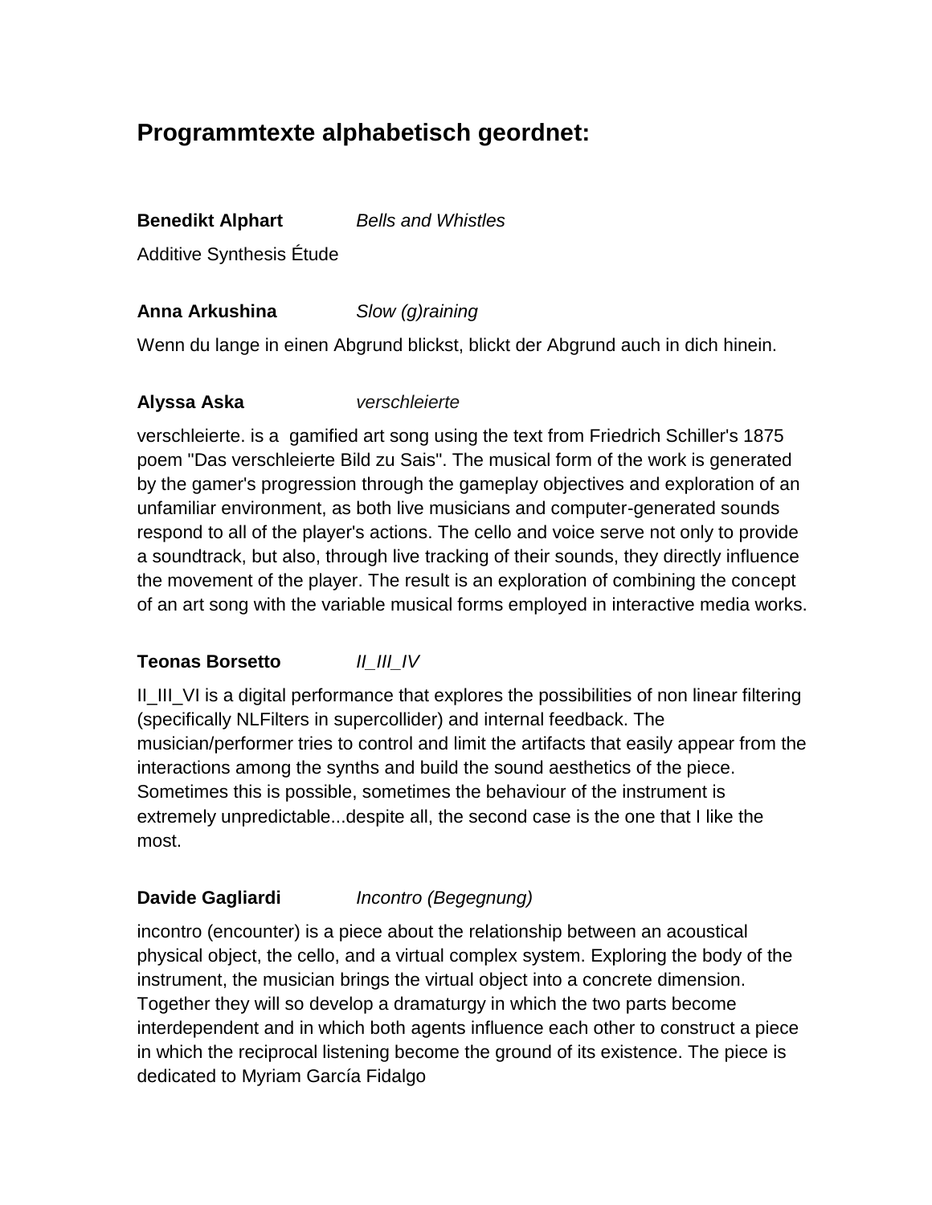# Programmtexte alphabetisch geordnet:

**Benedikt Alphart** *Bells and Whistles*

Additive Synthesis Étude

**Anna Arkushina** *Slow (g)raining*

Wenn du lange in einen Abgrund blickst, blickt der Abgrund auch in dich hinein.

**Alyssa Aska** *verschleierte*

verschleierte. is a gamified art song using the text from Friedrich Schiller's 1875 poem "Das verschleierte Bild zu Sais". The musical form of the work is generated by the gamer's progression through the gameplay objectives and exploration of an unfamiliar environment, as both live musicians and computer-generated sounds respond to all of the player's actions. The cello and voice serve not only to provide a soundtrack, but also, through live tracking of their sounds, they directly influence the movement of the player. The result is an exploration of combining the concept of an art song with the variable musical forms employed in interactive media works.

**Teonas Borsetto** *II_III_IV*

II_III_VI is a digital performance that explores the possibilities of non linear filtering (specifically NLFilters in supercollider) and internal feedback. The musician/performer tries to control and limit the artifacts that easily appear from the interactions among the synths and build the sound aesthetics of the piece. Sometimes this is possible, sometimes the behaviour of the instrument is extremely unpredictable...despite all, the second case is the one that I like the most.

**Davide Gagliardi** *Incontro (Begegnung)*

incontro (encounter) is a piece about the relationship between an acoustical physical object, the cello, and a virtual complex system. Exploring the body of the instrument, the musician brings the virtual object into a concrete dimension. Together they will so develop a dramaturgy in which the two parts become interdependent and in which both agents influence each other to construct a piece in which the reciprocal listening become the ground of its existence. The piece is dedicated to Myriam García Fidalgo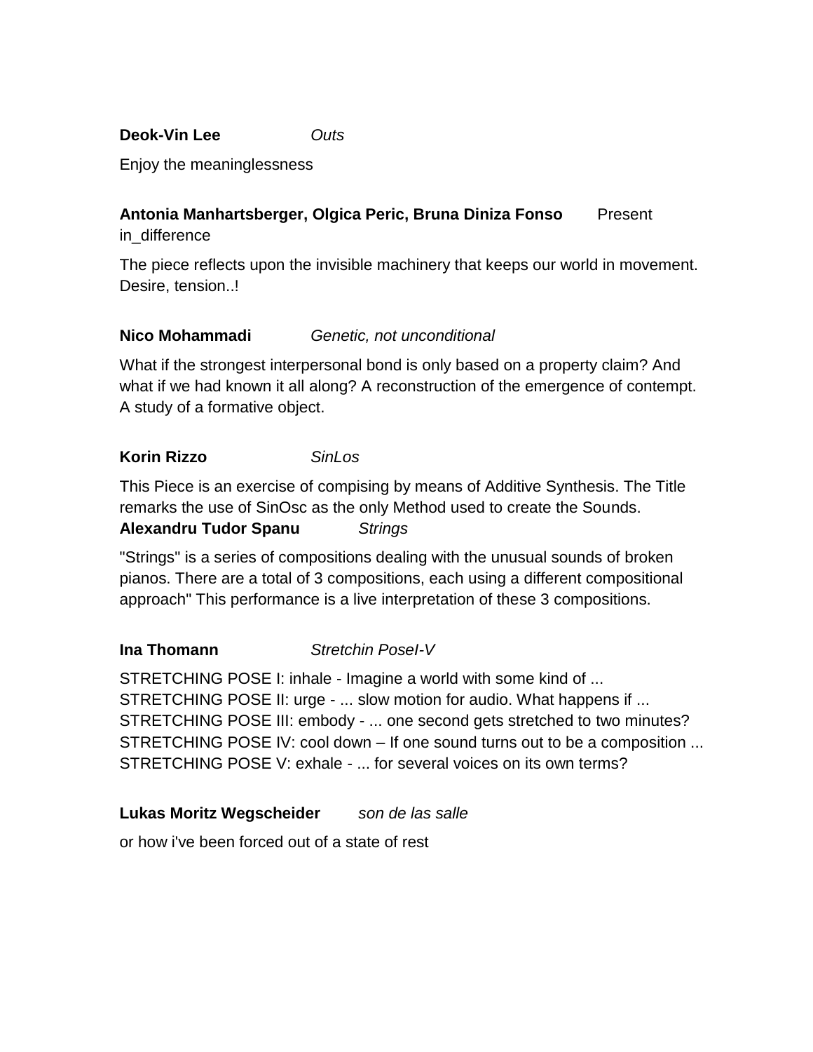**Deok-Vin Lee** *Outs*

Enjoy the meaninglessness

**Antonia Manhartsberger, Olgica Peric, Bruna Diniza Fonso** Present in_difference

The piece reflects upon the invisible machinery that keeps our world in movement. Desire, tension..!

**Nico Mohammadi** *Genetic, not unconditional*

What if the strongest interpersonal bond is only based on a property claim? And what if we had known it all along? A reconstruction of the emergence of contempt. A study of a formative object.

**Korin Rizzo** *SinLos*

This Piece is an exercise of compising by means of Additive Synthesis. The Title remarks the use of SinOsc as the only Method used to create the Sounds.

**Alexandru Tudor Spanu** *Strings*

"Strings" is a series of compositions dealing with the unusual sounds of broken pianos. There are a total of 3 compositions, each using a different compositional approach" This performance is a live interpretation of these 3 compositions.

**Ina Thomann** *Stretchin PoseI-V*

STRETCHING POSE I: inhale - Imagine a world with some kind of ...
STRETCHING POSE II: urge - ... slow motion for audio. What happens if ...
STRETCHING POSE III: embody - ... one second gets stretched to two minutes?
STRETCHING POSE IV: cool down – If one sound turns out to be a composition ...
STRETCHING POSE V: exhale - ... for several voices on its own terms?

**Lukas Moritz Wegscheider** *son de las salle*

or how i've been forced out of a state of rest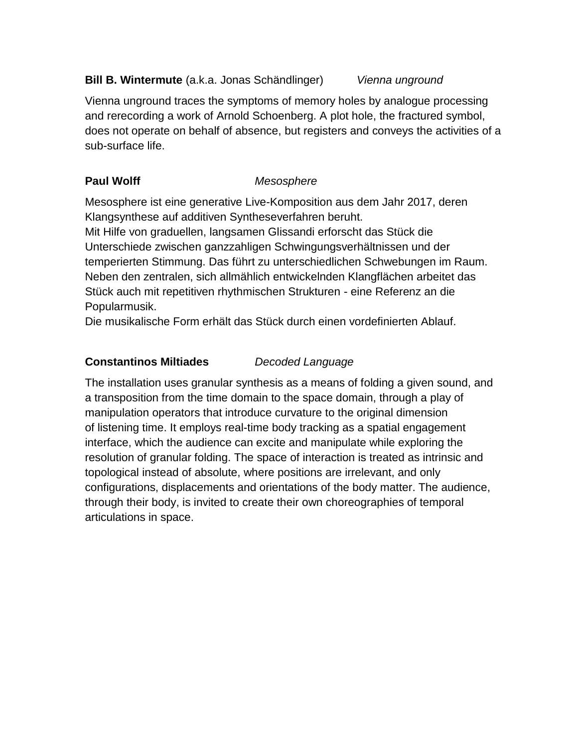**Bill B. Wintermute** (a.k.a. Jonas Schändlinger) *Vienna unground*

Vienna unground traces the symptoms of memory holes by analogue processing and rerecording a work of Arnold Schoenberg. A plot hole, the fractured symbol, does not operate on behalf of absence, but registers and conveys the activities of a sub-surface life.

**Paul Wolff** *Mesosphere*

Mesosphere ist eine generative Live-Komposition aus dem Jahr 2017, deren Klangsynthese auf additiven Syntheseverfahren beruht.
Mit Hilfe von graduellen, langsamen Glissandi erforscht das Stück die Unterschiede zwischen ganzzahligen Schwingungsverhältnissen und der temperierten Stimmung. Das führt zu unterschiedlichen Schwebungen im Raum. Neben den zentralen, sich allmählich entwickelnden Klangflächen arbeitet das Stück auch mit repetitiven rhythmischen Strukturen - eine Referenz an die Popularmusik.
Die musikalische Form erhält das Stück durch einen vordefinierten Ablauf.

**Constantinos Miltiades** *Decoded Language*

The installation uses granular synthesis as a means of folding a given sound, and a transposition from the time domain to the space domain, through a play of manipulation operators that introduce curvature to the original dimension of listening time. It employs real-time body tracking as a spatial engagement interface, which the audience can excite and manipulate while exploring the resolution of granular folding. The space of interaction is treated as intrinsic and topological instead of absolute, where positions are irrelevant, and only configurations, displacements and orientations of the body matter. The audience, through their body, is invited to create their own choreographies of temporal articulations in space.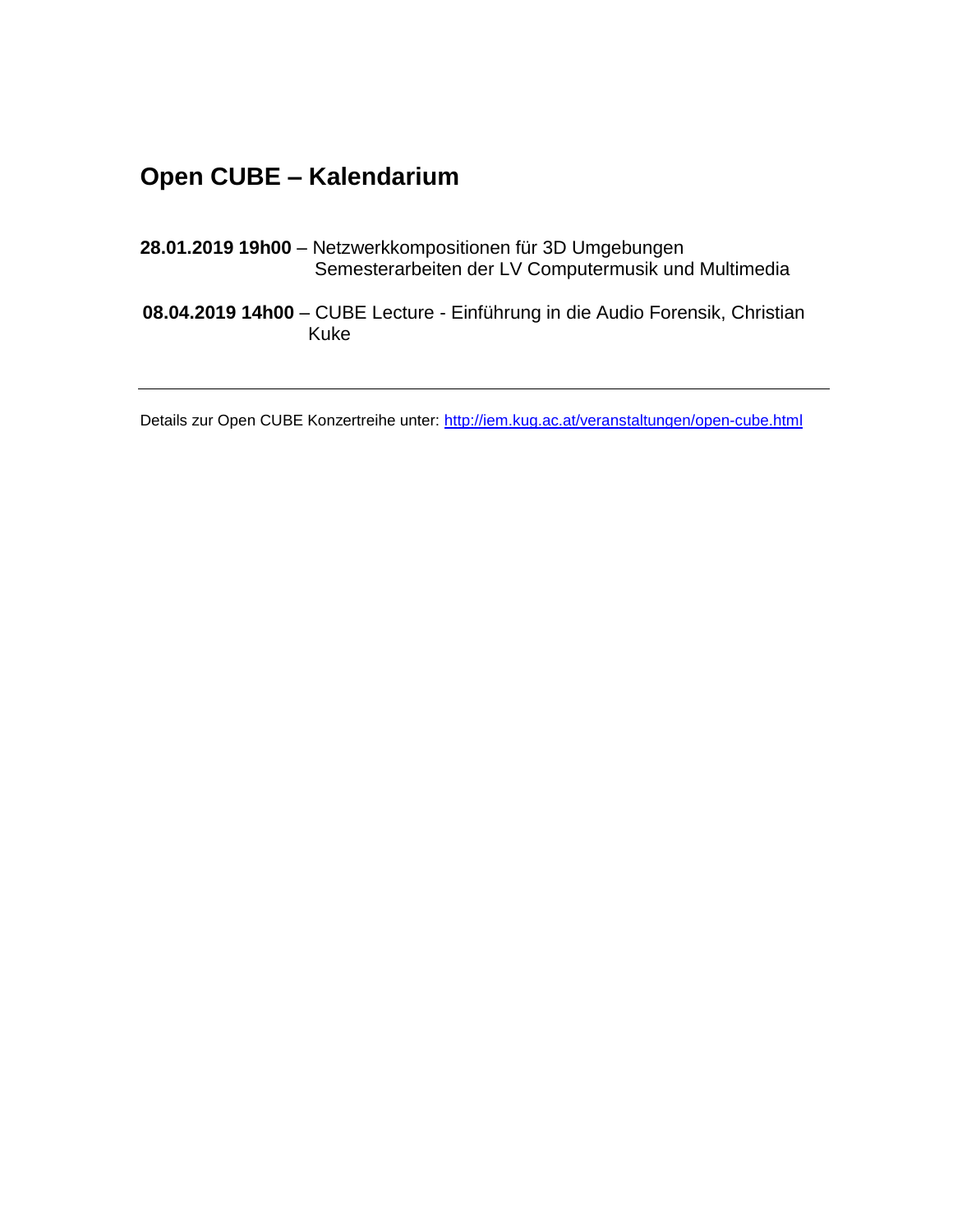# Open CUBE – Kalendarium

**28.01.2019 19h00** – Netzwerkkompositionen für 3D Umgebungen
Semesterarbeiten der LV Computermusik und Multimedia

**08.04.2019 14h00** – CUBE Lecture - Einführung in die Audio Forensik, Christian Kuke

---

Details zur Open CUBE Konzertreihe unter: [http://iem.kug.ac.at/veranstaltungen/open-cube.html](http://iem.kug.ac.at/veranstaltungen/open-cube.html)